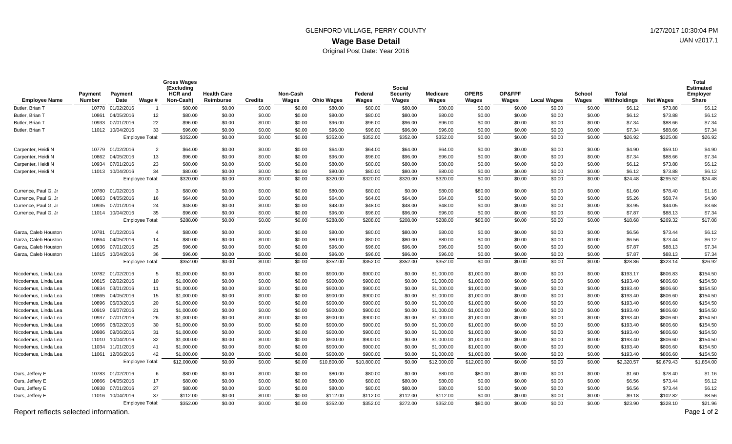GLENFORD VILLAGE, PERRY COUNTY

**Wage Base Detail**

Original Post Date: Year 2016

1/27/2017 10:30:04 PM

UAN v2017.1

| Employee Name | Payment Number | Payment Date | Wage # | Gross Wages (Excluding HCR and Non-Cash) | Health Care Reimburse | Credits | Non-Cash Wages | Ohio Wages | Federal Wages | Social Security Wages | Medicare Wages | OPERS Wages | OP&FPF Wages | Local Wages | School Wages | Total Withholdings | Net Wages | Total Estimated Employer Share |
|---|---|---|---|---|---|---|---|---|---|---|---|---|---|---|---|---|---|---|
| Butler, Brian T | 10778 | 01/02/2016 | 1 | $80.00 | $0.00 | $0.00 | $0.00 | $80.00 | $80.00 | $80.00 | $80.00 | $0.00 | $0.00 | $0.00 | $0.00 | $6.12 | $73.88 | $6.12 |
| Butler, Brian T | 10861 | 04/05/2016 | 12 | $80.00 | $0.00 | $0.00 | $0.00 | $80.00 | $80.00 | $80.00 | $80.00 | $0.00 | $0.00 | $0.00 | $0.00 | $6.12 | $73.88 | $6.12 |
| Butler, Brian T | 10933 | 07/01/2016 | 22 | $96.00 | $0.00 | $0.00 | $0.00 | $96.00 | $96.00 | $96.00 | $96.00 | $0.00 | $0.00 | $0.00 | $0.00 | $7.34 | $88.66 | $7.34 |
| Butler, Brian T | 11012 | 10/04/2016 | 33 | $96.00 | $0.00 | $0.00 | $0.00 | $96.00 | $96.00 | $96.00 | $96.00 | $0.00 | $0.00 | $0.00 | $0.00 | $7.34 | $88.66 | $7.34 |
| | | Employee Total: | | $352.00 | $0.00 | $0.00 | $0.00 | $352.00 | $352.00 | $352.00 | $352.00 | $0.00 | $0.00 | $0.00 | $0.00 | $26.92 | $325.08 | $26.92 |
| Carpenter, Heidi N | 10779 | 01/02/2016 | 2 | $64.00 | $0.00 | $0.00 | $0.00 | $64.00 | $64.00 | $64.00 | $64.00 | $0.00 | $0.00 | $0.00 | $0.00 | $4.90 | $59.10 | $4.90 |
| Carpenter, Heidi N | 10862 | 04/05/2016 | 13 | $96.00 | $0.00 | $0.00 | $0.00 | $96.00 | $96.00 | $96.00 | $96.00 | $0.00 | $0.00 | $0.00 | $0.00 | $7.34 | $88.66 | $7.34 |
| Carpenter, Heidi N | 10934 | 07/01/2016 | 23 | $80.00 | $0.00 | $0.00 | $0.00 | $80.00 | $80.00 | $80.00 | $80.00 | $0.00 | $0.00 | $0.00 | $0.00 | $6.12 | $73.88 | $6.12 |
| Carpenter, Heidi N | 11013 | 10/04/2016 | 34 | $80.00 | $0.00 | $0.00 | $0.00 | $80.00 | $80.00 | $80.00 | $80.00 | $0.00 | $0.00 | $0.00 | $0.00 | $6.12 | $73.88 | $6.12 |
| | | Employee Total: | | $320.00 | $0.00 | $0.00 | $0.00 | $320.00 | $320.00 | $320.00 | $320.00 | $0.00 | $0.00 | $0.00 | $0.00 | $24.48 | $295.52 | $24.48 |
| Currence, Paul G, Jr | 10780 | 01/02/2016 | 3 | $80.00 | $0.00 | $0.00 | $0.00 | $80.00 | $80.00 | $0.00 | $80.00 | $80.00 | $0.00 | $0.00 | $0.00 | $1.60 | $78.40 | $1.16 |
| Currence, Paul G, Jr | 10863 | 04/05/2016 | 16 | $64.00 | $0.00 | $0.00 | $0.00 | $64.00 | $64.00 | $64.00 | $64.00 | $0.00 | $0.00 | $0.00 | $0.00 | $5.26 | $58.74 | $4.90 |
| Currence, Paul G, Jr | 10935 | 07/01/2016 | 24 | $48.00 | $0.00 | $0.00 | $0.00 | $48.00 | $48.00 | $48.00 | $48.00 | $0.00 | $0.00 | $0.00 | $0.00 | $3.95 | $44.05 | $3.68 |
| Currence, Paul G, Jr | 11014 | 10/04/2016 | 35 | $96.00 | $0.00 | $0.00 | $0.00 | $96.00 | $96.00 | $96.00 | $96.00 | $0.00 | $0.00 | $0.00 | $0.00 | $7.87 | $88.13 | $7.34 |
| | | Employee Total: | | $288.00 | $0.00 | $0.00 | $0.00 | $288.00 | $288.00 | $208.00 | $288.00 | $80.00 | $0.00 | $0.00 | $0.00 | $18.68 | $269.32 | $17.08 |
| Garza, Caleb Houston | 10781 | 01/02/2016 | 4 | $80.00 | $0.00 | $0.00 | $0.00 | $80.00 | $80.00 | $80.00 | $80.00 | $0.00 | $0.00 | $0.00 | $0.00 | $6.56 | $73.44 | $6.12 |
| Garza, Caleb Houston | 10864 | 04/05/2016 | 14 | $80.00 | $0.00 | $0.00 | $0.00 | $80.00 | $80.00 | $80.00 | $80.00 | $0.00 | $0.00 | $0.00 | $0.00 | $6.56 | $73.44 | $6.12 |
| Garza, Caleb Houston | 10936 | 07/01/2016 | 25 | $96.00 | $0.00 | $0.00 | $0.00 | $96.00 | $96.00 | $96.00 | $96.00 | $0.00 | $0.00 | $0.00 | $0.00 | $7.87 | $88.13 | $7.34 |
| Garza, Caleb Houston | 11015 | 10/04/2016 | 36 | $96.00 | $0.00 | $0.00 | $0.00 | $96.00 | $96.00 | $96.00 | $96.00 | $0.00 | $0.00 | $0.00 | $0.00 | $7.87 | $88.13 | $7.34 |
| | | Employee Total: | | $352.00 | $0.00 | $0.00 | $0.00 | $352.00 | $352.00 | $352.00 | $352.00 | $0.00 | $0.00 | $0.00 | $0.00 | $28.86 | $323.14 | $26.92 |
| Nicodemus, Linda Lea | 10782 | 01/02/2016 | 5 | $1,000.00 | $0.00 | $0.00 | $0.00 | $900.00 | $900.00 | $0.00 | $1,000.00 | $1,000.00 | $0.00 | $0.00 | $0.00 | $193.17 | $806.83 | $154.50 |
| Nicodemus, Linda Lea | 10815 | 02/02/2016 | 10 | $1,000.00 | $0.00 | $0.00 | $0.00 | $900.00 | $900.00 | $0.00 | $1,000.00 | $1,000.00 | $0.00 | $0.00 | $0.00 | $193.40 | $806.60 | $154.50 |
| Nicodemus, Linda Lea | 10834 | 03/01/2016 | 11 | $1,000.00 | $0.00 | $0.00 | $0.00 | $900.00 | $900.00 | $0.00 | $1,000.00 | $1,000.00 | $0.00 | $0.00 | $0.00 | $193.40 | $806.60 | $154.50 |
| Nicodemus, Linda Lea | 10865 | 04/05/2016 | 15 | $1,000.00 | $0.00 | $0.00 | $0.00 | $900.00 | $900.00 | $0.00 | $1,000.00 | $1,000.00 | $0.00 | $0.00 | $0.00 | $193.40 | $806.60 | $154.50 |
| Nicodemus, Linda Lea | 10896 | 05/03/2016 | 20 | $1,000.00 | $0.00 | $0.00 | $0.00 | $900.00 | $900.00 | $0.00 | $1,000.00 | $1,000.00 | $0.00 | $0.00 | $0.00 | $193.40 | $806.60 | $154.50 |
| Nicodemus, Linda Lea | 10919 | 06/07/2016 | 21 | $1,000.00 | $0.00 | $0.00 | $0.00 | $900.00 | $900.00 | $0.00 | $1,000.00 | $1,000.00 | $0.00 | $0.00 | $0.00 | $193.40 | $806.60 | $154.50 |
| Nicodemus, Linda Lea | 10937 | 07/01/2016 | 26 | $1,000.00 | $0.00 | $0.00 | $0.00 | $900.00 | $900.00 | $0.00 | $1,000.00 | $1,000.00 | $0.00 | $0.00 | $0.00 | $193.40 | $806.60 | $154.50 |
| Nicodemus, Linda Lea | 10966 | 08/02/2016 | 30 | $1,000.00 | $0.00 | $0.00 | $0.00 | $900.00 | $900.00 | $0.00 | $1,000.00 | $1,000.00 | $0.00 | $0.00 | $0.00 | $193.40 | $806.60 | $154.50 |
| Nicodemus, Linda Lea | 10986 | 09/06/2016 | 31 | $1,000.00 | $0.00 | $0.00 | $0.00 | $900.00 | $900.00 | $0.00 | $1,000.00 | $1,000.00 | $0.00 | $0.00 | $0.00 | $193.40 | $806.60 | $154.50 |
| Nicodemus, Linda Lea | 11010 | 10/04/2016 | 32 | $1,000.00 | $0.00 | $0.00 | $0.00 | $900.00 | $900.00 | $0.00 | $1,000.00 | $1,000.00 | $0.00 | $0.00 | $0.00 | $193.40 | $806.60 | $154.50 |
| Nicodemus, Linda Lea | 11034 | 11/01/2016 | 41 | $1,000.00 | $0.00 | $0.00 | $0.00 | $900.00 | $900.00 | $0.00 | $1,000.00 | $1,000.00 | $0.00 | $0.00 | $0.00 | $193.40 | $806.60 | $154.50 |
| Nicodemus, Linda Lea | 11061 | 12/06/2016 | 42 | $1,000.00 | $0.00 | $0.00 | $0.00 | $900.00 | $900.00 | $0.00 | $1,000.00 | $1,000.00 | $0.00 | $0.00 | $0.00 | $193.40 | $806.60 | $154.50 |
| | | Employee Total: | | $12,000.00 | $0.00 | $0.00 | $0.00 | $10,800.00 | $10,800.00 | $0.00 | $12,000.00 | $12,000.00 | $0.00 | $0.00 | $0.00 | $2,320.57 | $9,679.43 | $1,854.00 |
| Ours, Jeffery E | 10783 | 01/02/2016 | 6 | $80.00 | $0.00 | $0.00 | $0.00 | $80.00 | $80.00 | $0.00 | $80.00 | $80.00 | $0.00 | $0.00 | $0.00 | $1.60 | $78.40 | $1.16 |
| Ours, Jeffery E | 10866 | 04/05/2016 | 17 | $80.00 | $0.00 | $0.00 | $0.00 | $80.00 | $80.00 | $80.00 | $80.00 | $0.00 | $0.00 | $0.00 | $0.00 | $6.56 | $73.44 | $6.12 |
| Ours, Jeffery E | 10938 | 07/01/2016 | 27 | $80.00 | $0.00 | $0.00 | $0.00 | $80.00 | $80.00 | $80.00 | $80.00 | $0.00 | $0.00 | $0.00 | $0.00 | $6.56 | $73.44 | $6.12 |
| Ours, Jeffery E | 11016 | 10/04/2016 | 37 | $112.00 | $0.00 | $0.00 | $0.00 | $112.00 | $112.00 | $112.00 | $112.00 | $0.00 | $0.00 | $0.00 | $0.00 | $9.18 | $102.82 | $8.56 |
| | | Employee Total: | | $352.00 | $0.00 | $0.00 | $0.00 | $352.00 | $352.00 | $272.00 | $352.00 | $80.00 | $0.00 | $0.00 | $0.00 | $23.90 | $328.10 | $21.96 |

Report reflects selected information.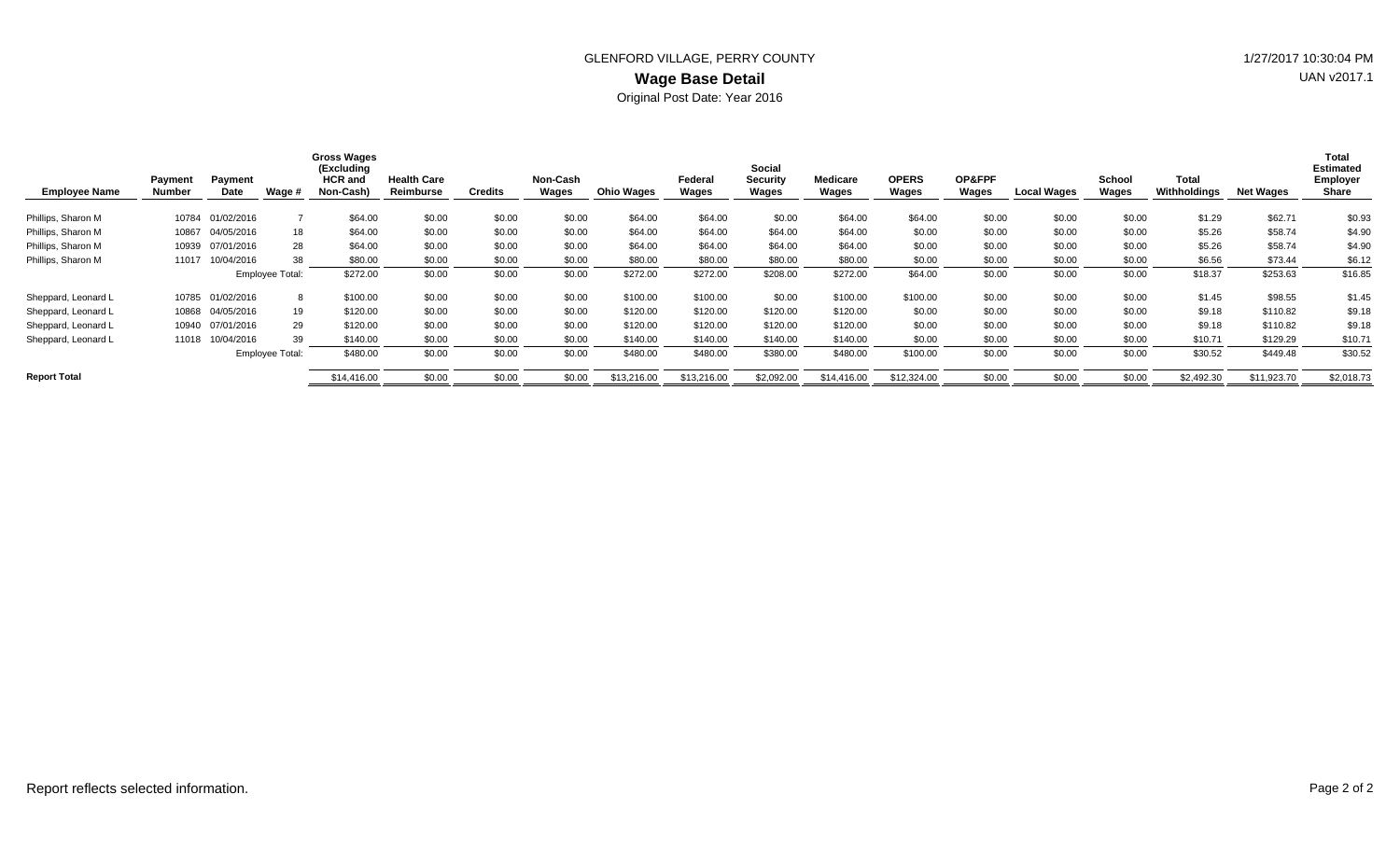GLENFORD VILLAGE, PERRY COUNTY

1/27/2017 10:30:04 PM

# Wage Base Detail

UAN v2017.1

Original Post Date: Year 2016

| Employee Name | Payment Number | Payment Date | Wage # | Gross Wages (Excluding HCR and Non-Cash) | Health Care Reimburse | Credits | Non-Cash Wages | Ohio Wages | Federal Wages | Social Security Wages | Medicare Wages | OPERS Wages | OP&FPF Wages | Local Wages | School Wages | Total Withholdings | Net Wages | Total Estimated Employer Share |
|---|---|---|---|---|---|---|---|---|---|---|---|---|---|---|---|---|---|---|
| Phillips, Sharon M | 10784 | 01/02/2016 | 7 | $64.00 | $0.00 | $0.00 | $0.00 | $64.00 | $64.00 | $0.00 | $64.00 | $64.00 | $0.00 | $0.00 | $0.00 | $1.29 | $62.71 | $0.93 |
| Phillips, Sharon M | 10867 | 04/05/2016 | 18 | $64.00 | $0.00 | $0.00 | $0.00 | $64.00 | $64.00 | $64.00 | $64.00 | $0.00 | $0.00 | $0.00 | $0.00 | $5.26 | $58.74 | $4.90 |
| Phillips, Sharon M | 10939 | 07/01/2016 | 28 | $64.00 | $0.00 | $0.00 | $0.00 | $64.00 | $64.00 | $64.00 | $64.00 | $0.00 | $0.00 | $0.00 | $0.00 | $5.26 | $58.74 | $4.90 |
| Phillips, Sharon M | 11017 | 10/04/2016 | 38 | $80.00 | $0.00 | $0.00 | $0.00 | $80.00 | $80.00 | $80.00 | $80.00 | $0.00 | $0.00 | $0.00 | $0.00 | $6.56 | $73.44 | $6.12 |
| | | | Employee Total: | $272.00 | $0.00 | $0.00 | $0.00 | $272.00 | $272.00 | $208.00 | $272.00 | $64.00 | $0.00 | $0.00 | $0.00 | $18.37 | $253.63 | $16.85 |
| Sheppard, Leonard L | 10785 | 01/02/2016 | 8 | $100.00 | $0.00 | $0.00 | $0.00 | $100.00 | $100.00 | $0.00 | $100.00 | $100.00 | $0.00 | $0.00 | $0.00 | $1.45 | $98.55 | $1.45 |
| Sheppard, Leonard L | 10868 | 04/05/2016 | 19 | $120.00 | $0.00 | $0.00 | $0.00 | $120.00 | $120.00 | $120.00 | $120.00 | $0.00 | $0.00 | $0.00 | $0.00 | $9.18 | $110.82 | $9.18 |
| Sheppard, Leonard L | 10940 | 07/01/2016 | 29 | $120.00 | $0.00 | $0.00 | $0.00 | $120.00 | $120.00 | $120.00 | $120.00 | $0.00 | $0.00 | $0.00 | $0.00 | $9.18 | $110.82 | $9.18 |
| Sheppard, Leonard L | 11018 | 10/04/2016 | 39 | $140.00 | $0.00 | $0.00 | $0.00 | $140.00 | $140.00 | $140.00 | $140.00 | $0.00 | $0.00 | $0.00 | $0.00 | $10.71 | $129.29 | $10.71 |
| | | | Employee Total: | $480.00 | $0.00 | $0.00 | $0.00 | $480.00 | $480.00 | $380.00 | $480.00 | $100.00 | $0.00 | $0.00 | $0.00 | $30.52 | $449.48 | $30.52 |
| **Report Total** | | | | $14,416.00 | $0.00 | $0.00 | $0.00 | $13,216.00 | $13,216.00 | $2,092.00 | $14,416.00 | $12,324.00 | $0.00 | $0.00 | $0.00 | $2,492.30 | $11,923.70 | $2,018.73 |

Report reflects selected information.